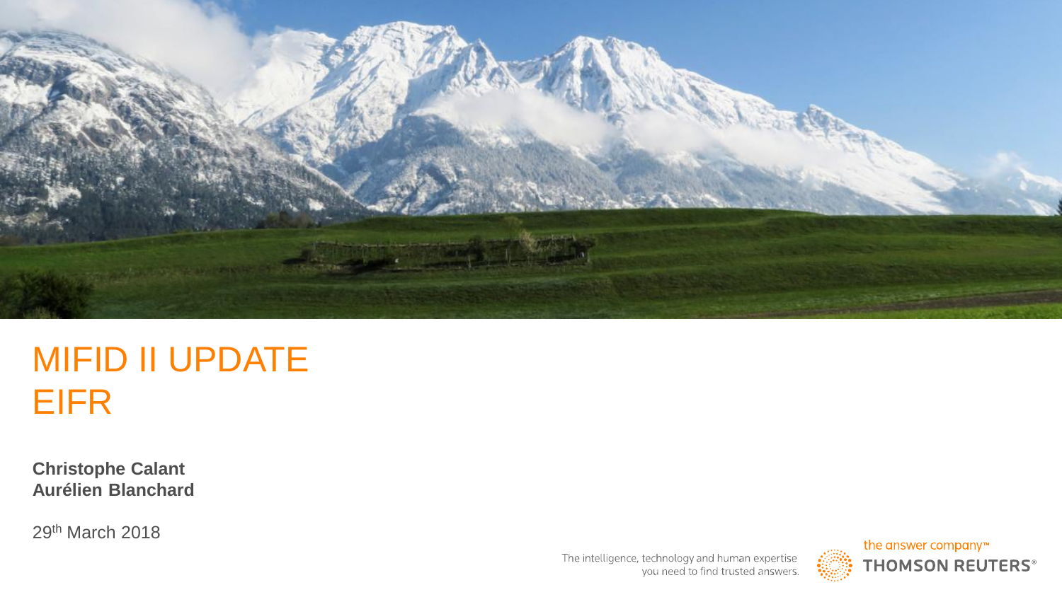# MIFID II UPDATE
# EIFR

**Christophe Calant**
**Aurélien Blanchard**

29th March 2018

The intelligence, technology and human expertise you need to find trusted answers.

the answer company™
THOMSON REUTERS®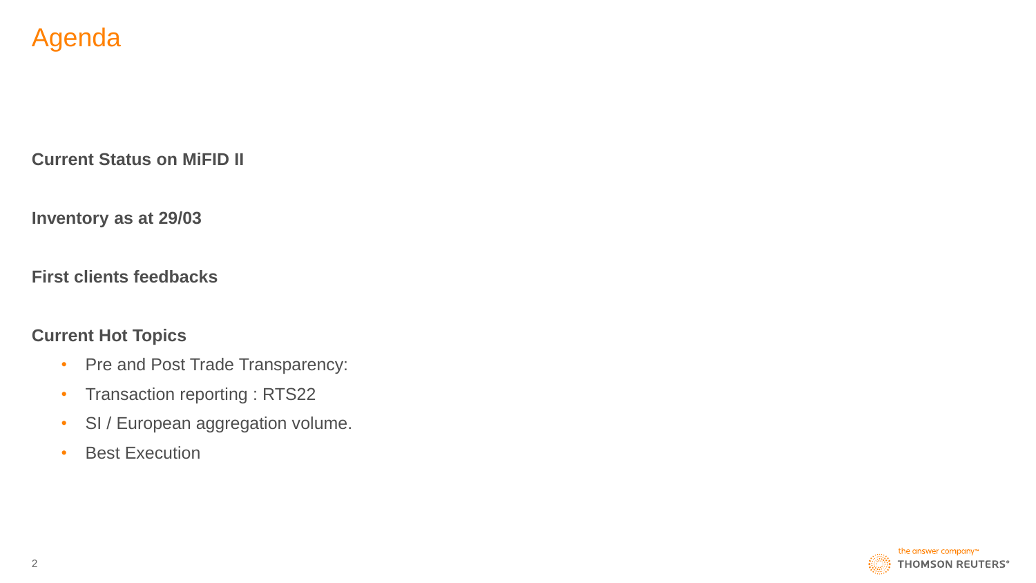# Agenda

**Current Status on MiFID II**

**Inventory as at 29/03**

**First clients feedbacks**

**Current Hot Topics**

- Pre and Post Trade Transparency:
- Transaction reporting : RTS22
- SI / European aggregation volume.
- Best Execution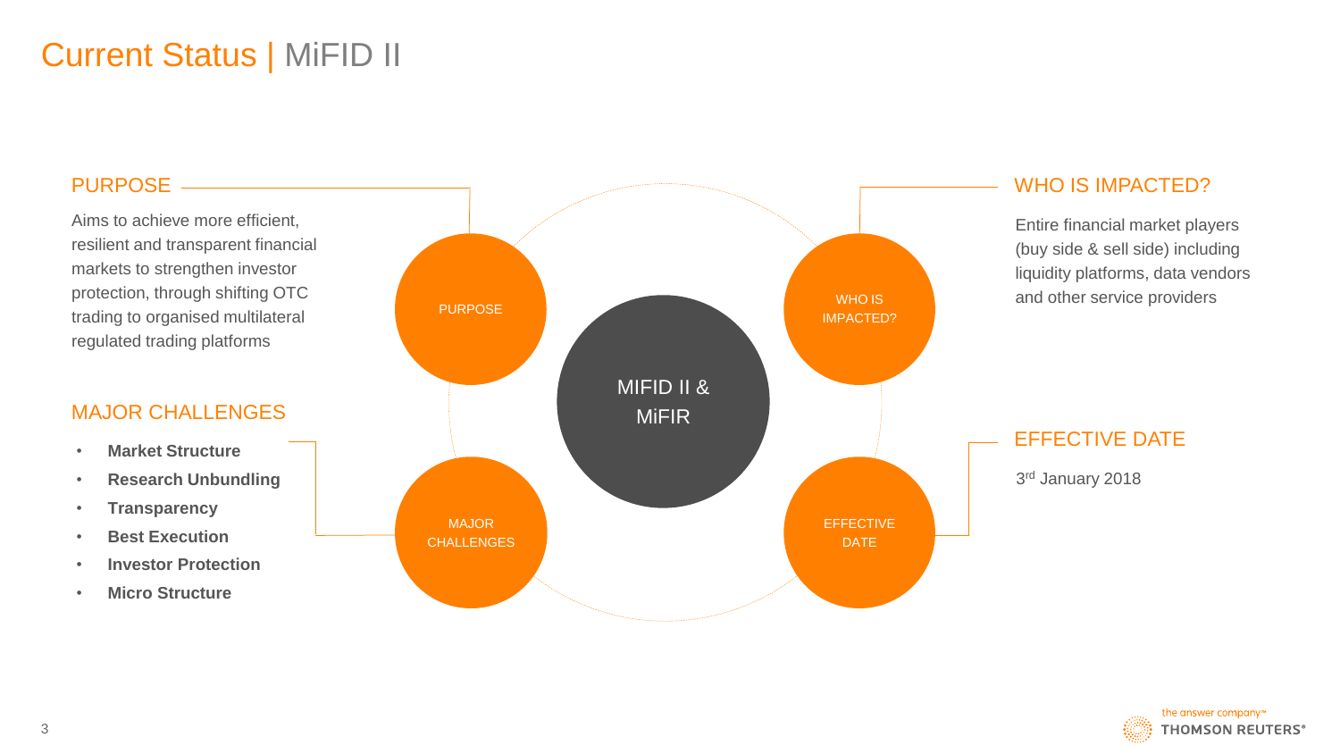# Current Status | MiFID II

## PURPOSE

Aims to achieve more efficient, resilient and transparent financial markets to strengthen investor protection, through shifting OTC trading to organised multilateral regulated trading platforms

## MAJOR CHALLENGES

- **Market Structure**
- **Research Unbundling**
- **Transparency**
- **Best Execution**
- **Investor Protection**
- **Micro Structure**

PURPOSE

WHO IS IMPACTED?

MIFID II & MiFIR

MAJOR CHALLENGES

EFFECTIVE DATE

## WHO IS IMPACTED?

Entire financial market players (buy side & sell side) including liquidity platforms, data vendors and other service providers

## EFFECTIVE DATE

3rd January 2018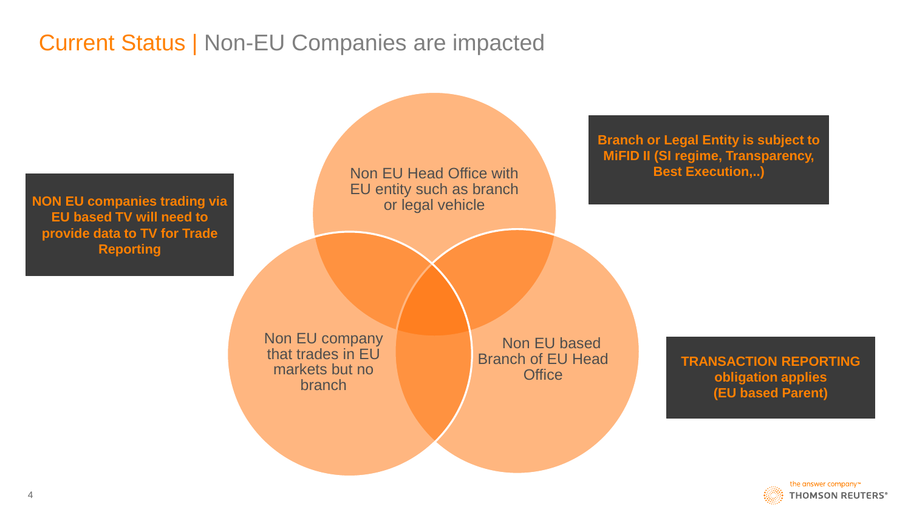# Current Status | Non-EU Companies are impacted

**NON EU companies trading via EU based TV will need to provide data to TV for Trade Reporting**

Non EU Head Office with EU entity such as branch or legal vehicle

**Branch or Legal Entity is subject to MiFID II (SI regime, Transparency, Best Execution,..)**

Non EU company that trades in EU markets but no branch

Non EU based Branch of EU Head Office

**TRANSACTION REPORTING obligation applies (EU based Parent)**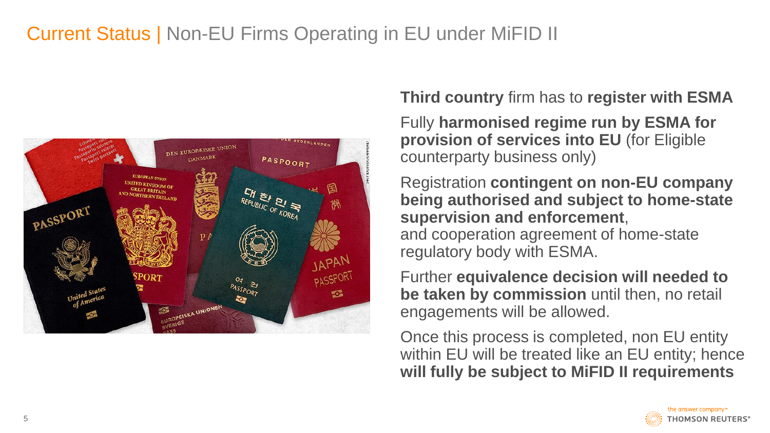# Current Status | Non-EU Firms Operating in EU under MiFID II

**Third country** firm has to **register with ESMA**

Fully **harmonised regime run by ESMA for provision of services into EU** (for Eligible counterparty business only)

Registration **contingent on non-EU company being authorised and subject to home-state supervision and enforcement**, and cooperation agreement of home-state regulatory body with ESMA.

Further **equivalence decision will needed to be taken by commission** until then, no retail engagements will be allowed.

Once this process is completed, non EU entity within EU will be treated like an EU entity; hence **will fully be subject to MiFID II requirements**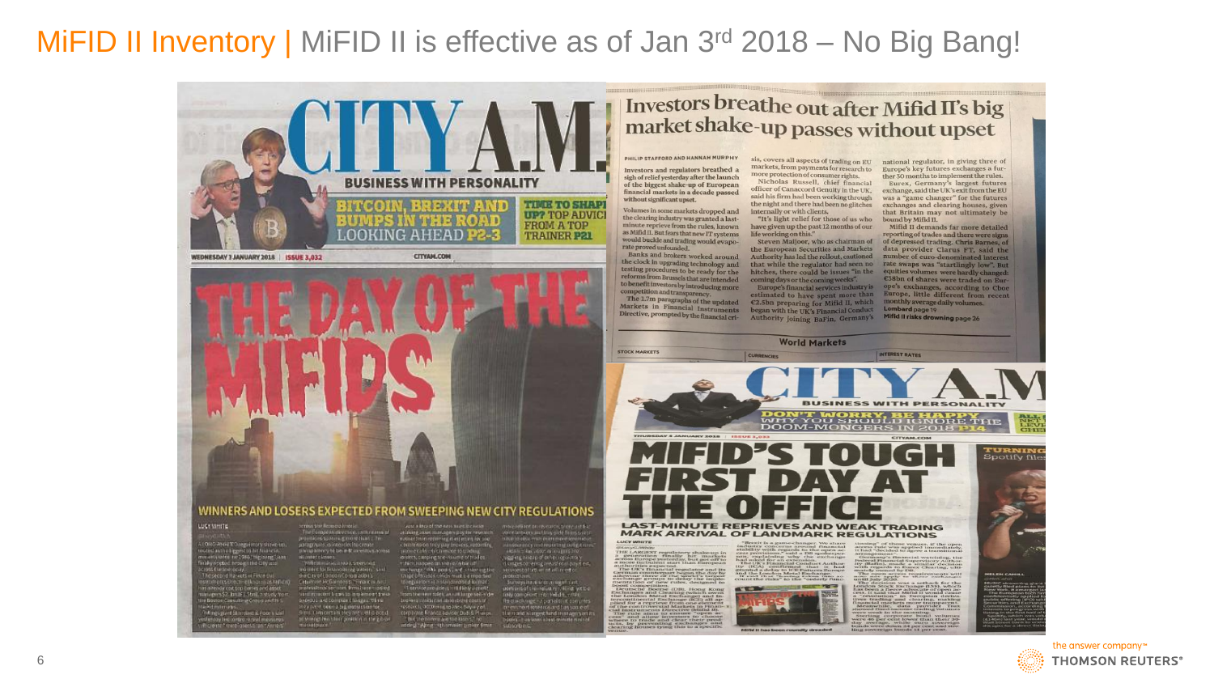# MiFID II Inventory | MiFID II is effective as of Jan 3rd 2018 – No Big Bang!

**CITY A.M.** — BUSINESS WITH PERSONALITY
WEDNESDAY 3 JANUARY 2018 | ISSUE 3,032

BITCOIN, BREXIT AND BUMPS IN THE ROAD LOOKING AHEAD P2-3

TIME TO SHAPE UP? TOP ADVICE FROM A TOP TRAINER P21

## THE DAY OF THE MIFIDS

### WINNERS AND LOSERS EXPECTED FROM SWEEPING NEW CITY REGULATIONS

---

## Investors breathe out after Mifid II's big market shake-up passes without upset

PHILIP STAFFORD AND HANNAH MURPHY

Investors and regulators breathed a sigh of relief yesterday after the launch of the biggest shake-up of European financial markets in a decade passed without significant upset.

Volumes in some markets dropped and the clearing industry was granted a last-minute reprieve from the rules, known as Mifid II. But fears that new IT systems would buckle and trading would evaporate proved unfounded.

Banks and brokers worked around the clock in upgrading technology and testing procedures to be ready for the reforms from Brussels that are intended to benefit investors by introducing more competition and transparency.

The 1.7m paragraphs of the updated Markets in Financial Instruments Directive, prompted by the financial crisis, covers all aspects of trading on EU markets, from payments for research to more protection of consumer rights.

Nicholas Russell, chief financial officer of Canaccord Genuity in the UK, said his firm had been working through the night and there had been no glitches internally or with clients.

"It's light relief for those of us who have given up the past 12 months of our life working on this."

Steven Maijoor, who as chairman of the European Securities and Markets Authority has led the rollout, cautioned that while the regulator had seen no hitches, there could be issues "in the coming days or the coming weeks".

Europe's financial services industry is estimated to have spent more than €2.5bn preparing for Mifid II, which began with the UK's Financial Conduct Authority joining BaFin, Germany's national regulator, in giving three of Europe's key futures exchanges a further 30 months to implement the rules.

Eurex, Germany's largest futures exchange, said the UK's exit from the EU was a "game changer" for the futures exchanges and clearing houses, given that Britain may not ultimately be bound by Mifid II.

Mifid II demands far more detailed reporting of trades and there were signs of depressed trading. Chris Barnes, of data provider Clarus FT, said the number of euro-denominated interest rate swaps was "startlingly low". But equities volumes were hardly changed: €38bn of shares were traded on Europe's exchanges, according to Cboe Europe, little different from recent monthly average daily volumes.

Lombard page 19
Mifid II risks drowning page 26

---

**CITY A.M.** — BUSINESS WITH PERSONALITY
THURSDAY 4 JANUARY 2018

DON'T WORRY, BE HAPPY: WHY YOU SHOULD IGNORE THE DOOM-MONGERS IN 2018 P14

## MIFID'S TOUGH FIRST DAY AT THE OFFICE

### LAST-MINUTE REPRIEVES AND WEAK TRADING MARK ARRIVAL OF LANDMARK REGULATIONS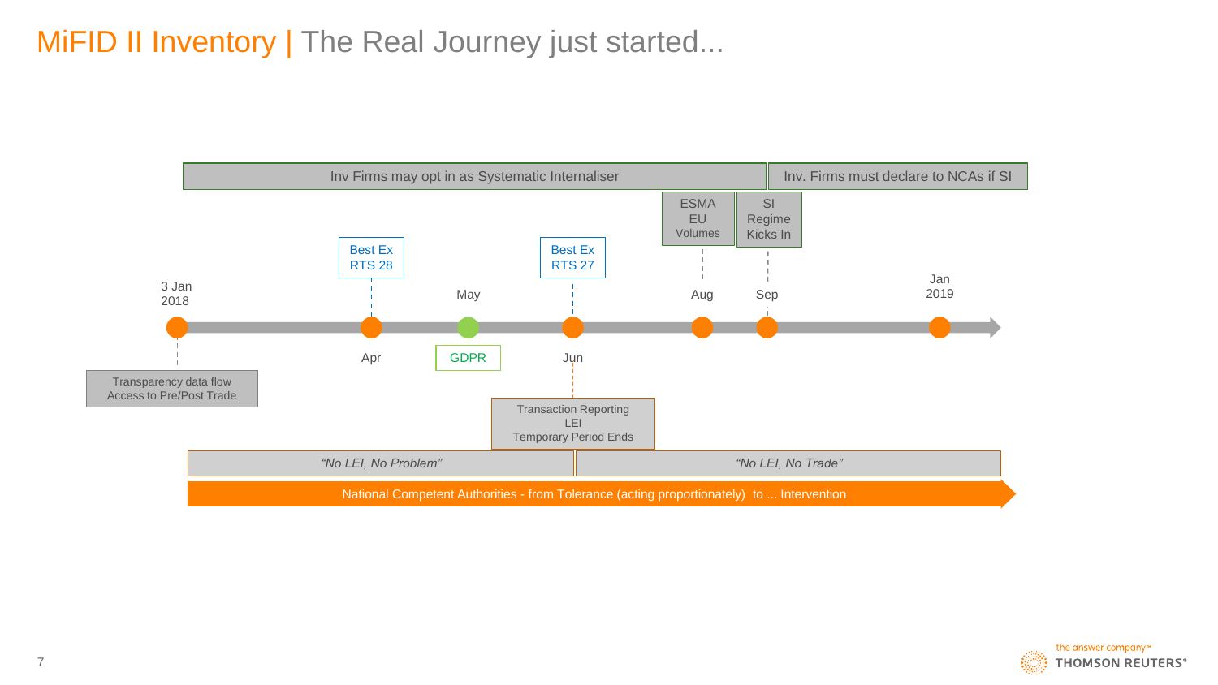# MiFID II Inventory | The Real Journey just started...

Inv Firms may opt in as Systematic Internaliser

Inv. Firms must declare to NCAs if SI

- **3 Jan 2018** — Transparency data flow Access to Pre/Post Trade
- **Apr** — Best Ex RTS 28
- **May** — GDPR
- **Jun** — Best Ex RTS 27; Transaction Reporting LEI Temporary Period Ends
- **Aug** — ESMA EU Volumes
- **Sep** — SI Regime Kicks In
- **Jan 2019**

*"No LEI, No Problem"* | *"No LEI, No Trade"*

National Competent Authorities - from Tolerance (acting proportionately) to ... Intervention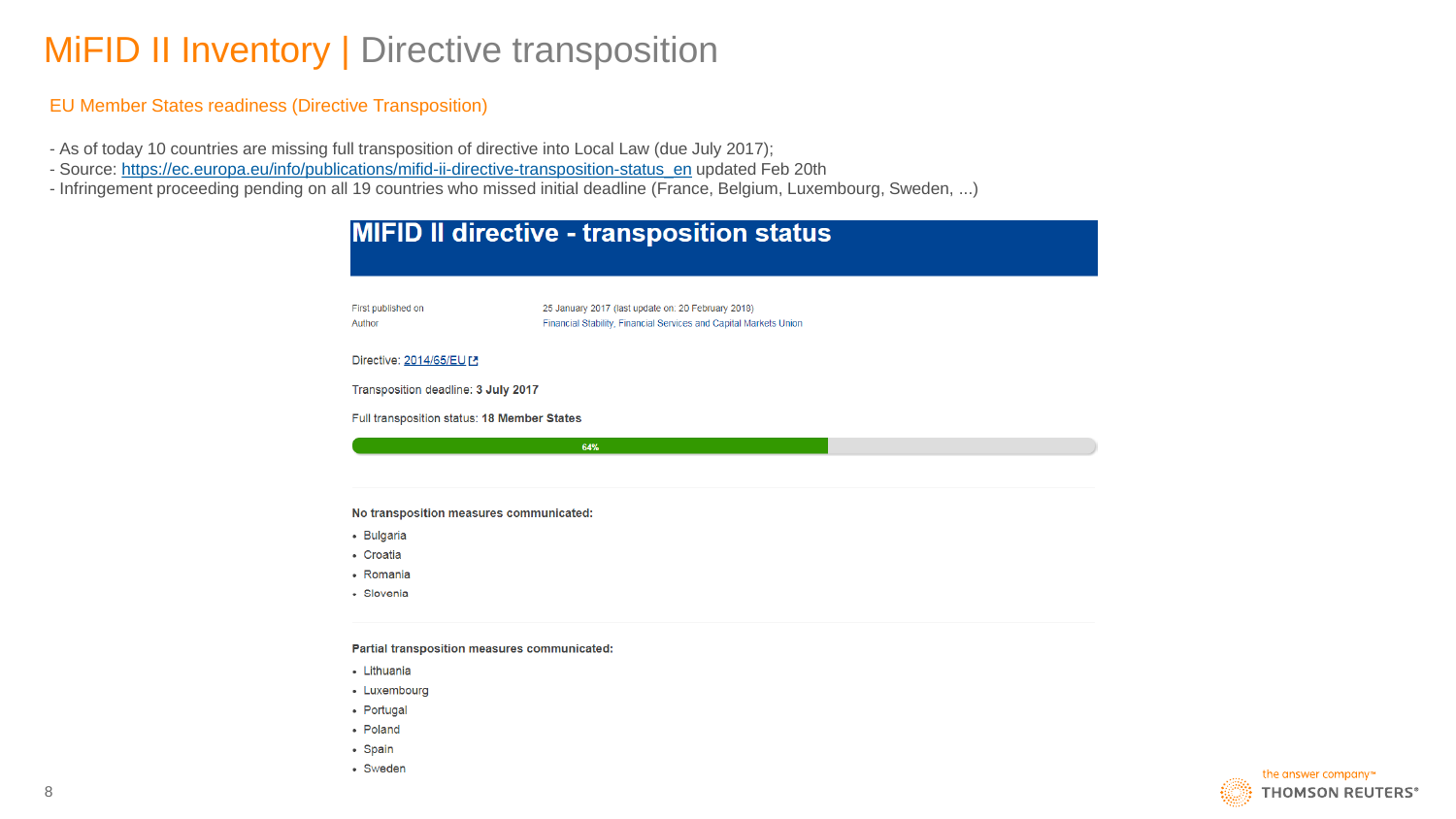# MiFID II Inventory | Directive transposition

## EU Member States readiness (Directive Transposition)

- As of today 10 countries are missing full transposition of directive into Local Law (due July 2017);
- Source: https://ec.europa.eu/info/publications/mifid-ii-directive-transposition-status_en updated Feb 20th
- Infringement proceeding pending on all 19 countries who missed initial deadline (France, Belgium, Luxembourg, Sweden, ...)

## MIFID II directive - transposition status

First published on: 25 January 2017 (last update on: 20 February 2018)

Author: Financial Stability, Financial Services and Capital Markets Union

Directive: 2014/65/EU

Transposition deadline: **3 July 2017**

Full transposition status: **18 Member States**

64%

**No transposition measures communicated:**

- Bulgaria
- Croatia
- Romania
- Slovenia

**Partial transposition measures communicated:**

- Lithuania
- Luxembourg
- Portugal
- Poland
- Spain
- Sweden

the answer company™ THOMSON REUTERS®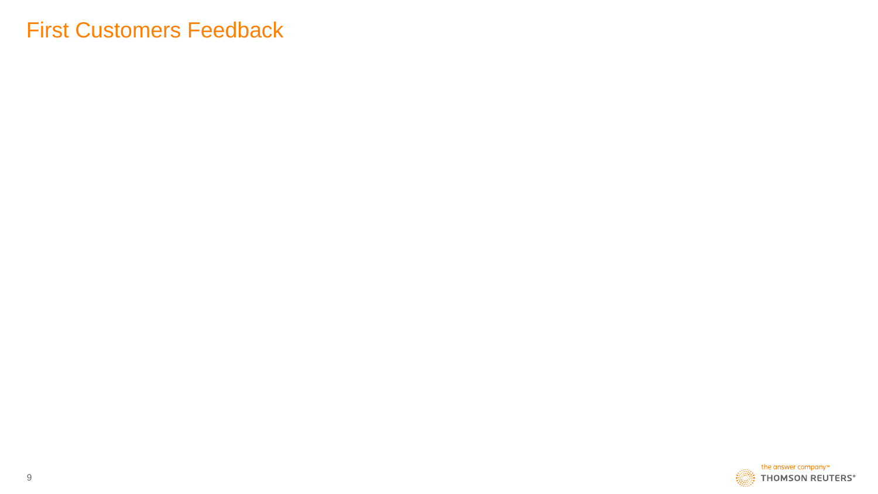# First Customers Feedback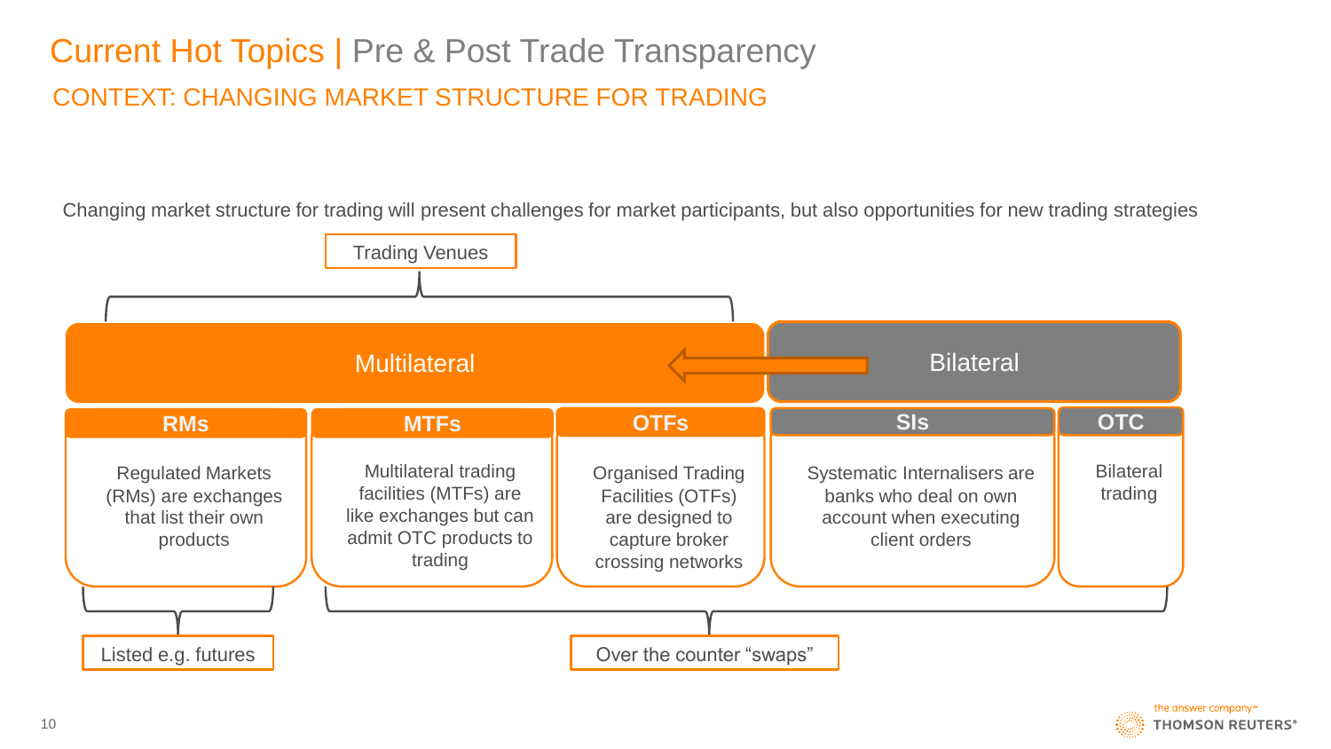# Current Hot Topics | Pre & Post Trade Transparency

## CONTEXT: CHANGING MARKET STRUCTURE FOR TRADING

Changing market structure for trading will present challenges for market participants, but also opportunities for new trading strategies

Trading Venues

| Multilateral | | | Bilateral | |
|---|---|---|---|---|
| **RMs** | **MTFs** | **OTFs** | **SIs** | **OTC** |
| Regulated Markets (RMs) are exchanges that list their own products | Multilateral trading facilities (MTFs) are like exchanges but can admit OTC products to trading | Organised Trading Facilities (OTFs) are designed to capture broker crossing networks | Systematic Internalisers are banks who deal on own account when executing client orders | Bilateral trading |

Listed e.g. futures

Over the counter "swaps"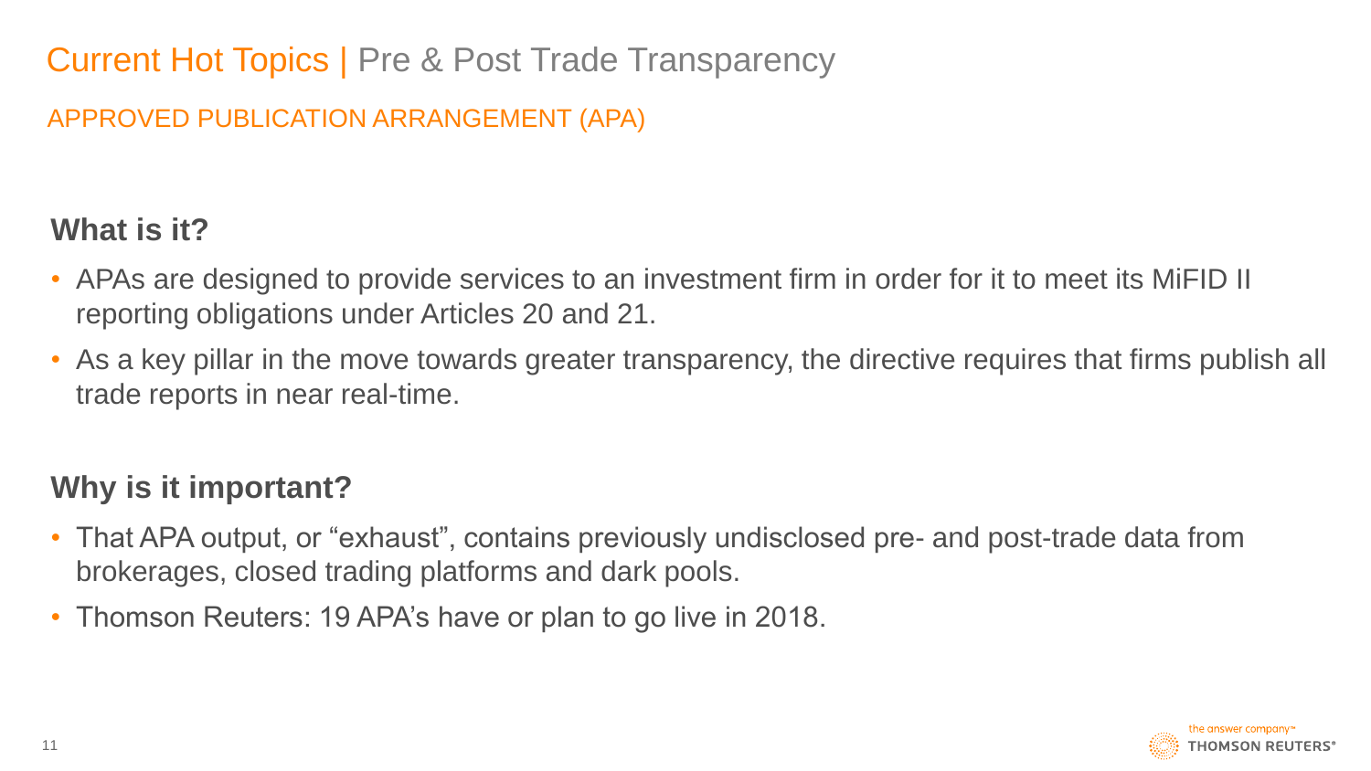# Current Hot Topics | Pre & Post Trade Transparency

## APPROVED PUBLICATION ARRANGEMENT (APA)

### What is it?

- APAs are designed to provide services to an investment firm in order for it to meet its MiFID II reporting obligations under Articles 20 and 21.
- As a key pillar in the move towards greater transparency, the directive requires that firms publish all trade reports in near real-time.

### Why is it important?

- That APA output, or "exhaust", contains previously undisclosed pre- and post-trade data from brokerages, closed trading platforms and dark pools.
- Thomson Reuters: 19 APA's have or plan to go live in 2018.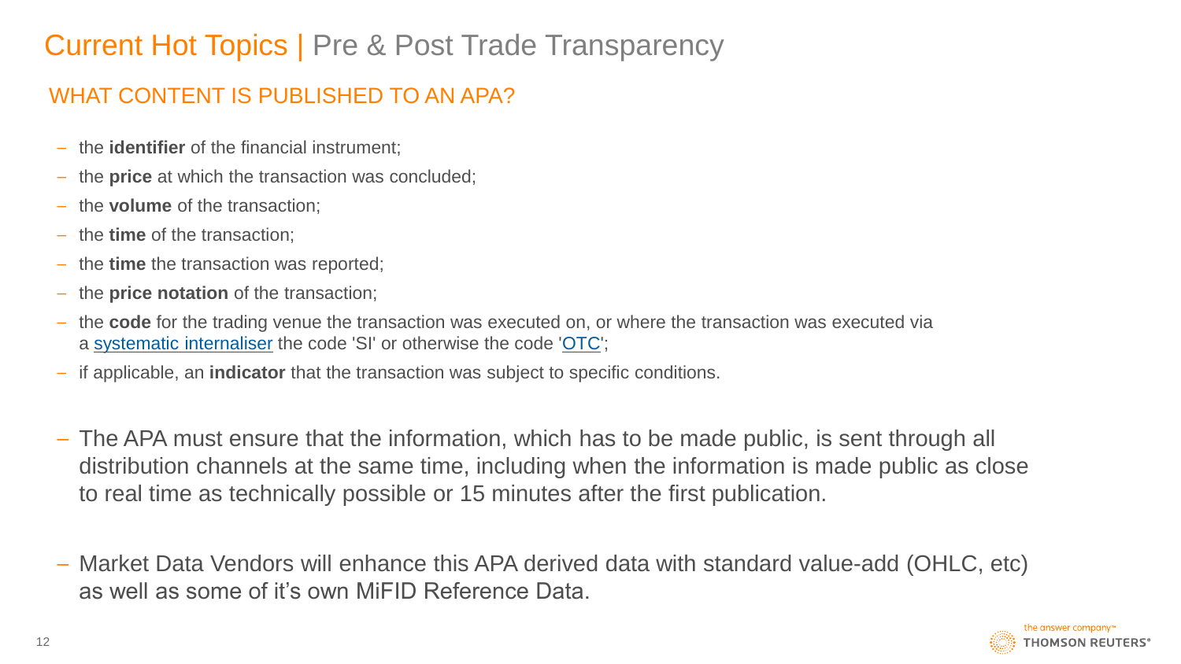# Current Hot Topics | Pre & Post Trade Transparency

## WHAT CONTENT IS PUBLISHED TO AN APA?

- the **identifier** of the financial instrument;
- the **price** at which the transaction was concluded;
- the **volume** of the transaction;
- the **time** of the transaction;
- the **time** the transaction was reported;
- the **price notation** of the transaction;
- the **code** for the trading venue the transaction was executed on, or where the transaction was executed via a systematic internaliser the code 'SI' or otherwise the code 'OTC';
- if applicable, an **indicator** that the transaction was subject to specific conditions.

- The APA must ensure that the information, which has to be made public, is sent through all distribution channels at the same time, including when the information is made public as close to real time as technically possible or 15 minutes after the first publication.

- Market Data Vendors will enhance this APA derived data with standard value-add (OHLC, etc) as well as some of it's own MiFID Reference Data.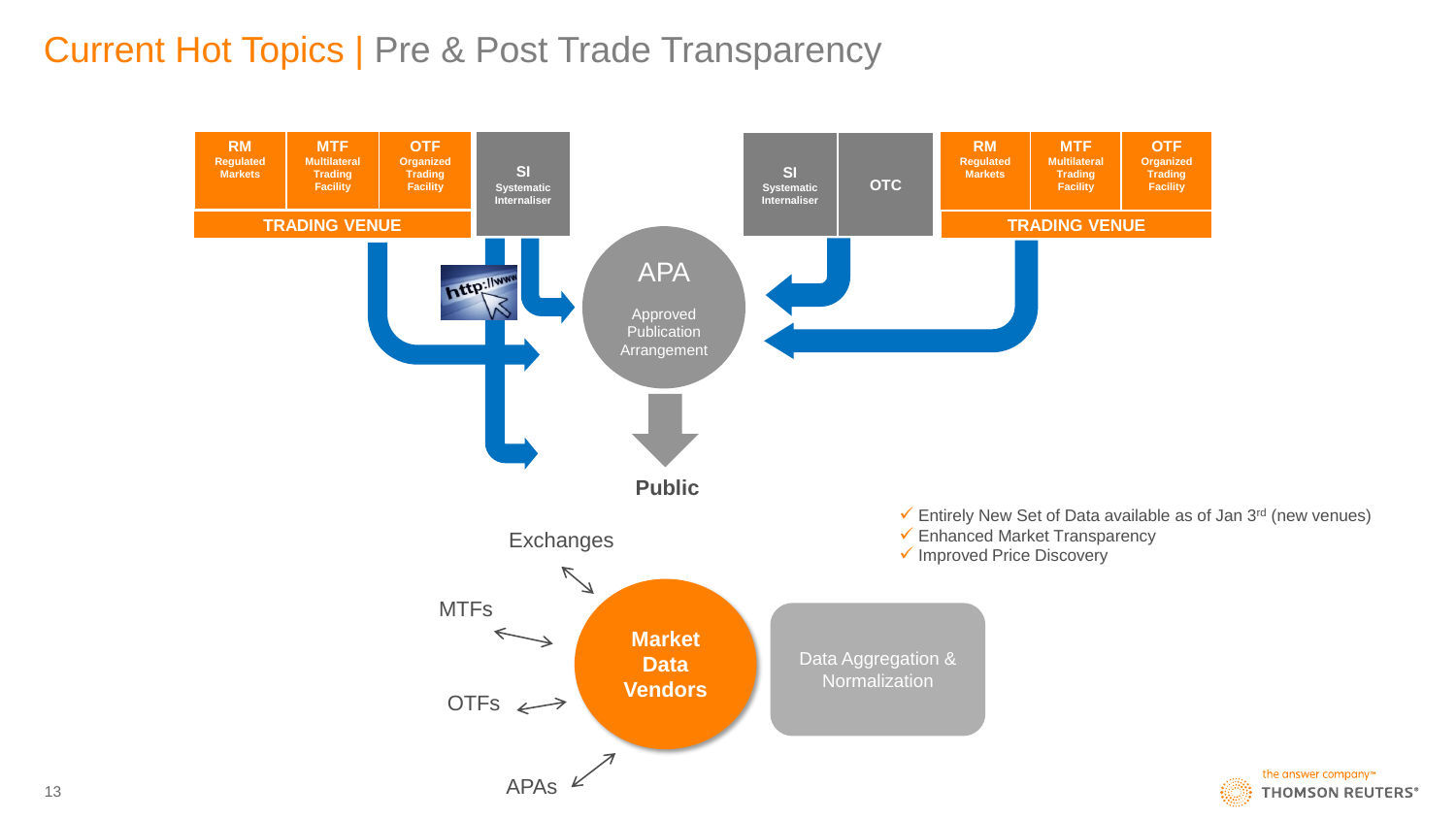# Current Hot Topics | Pre & Post Trade Transparency

**RM** Regulated Markets | **MTF** Multilateral Trading Facility | **OTF** Organized Trading Facility

**TRADING VENUE**

**SI** Systematic Internaliser

**APA**

Approved Publication Arrangement

**SI** Systematic Internaliser | **OTC**

**RM** Regulated Markets | **MTF** Multilateral Trading Facility | **OTF** Organized Trading Facility

**TRADING VENUE**

**Public**

- ✓ Entirely New Set of Data available as of Jan 3rd (new venues)
- ✓ Enhanced Market Transparency
- ✓ Improved Price Discovery

Exchanges

MTFs

OTFs

APAs

**Market Data Vendors**

Data Aggregation & Normalization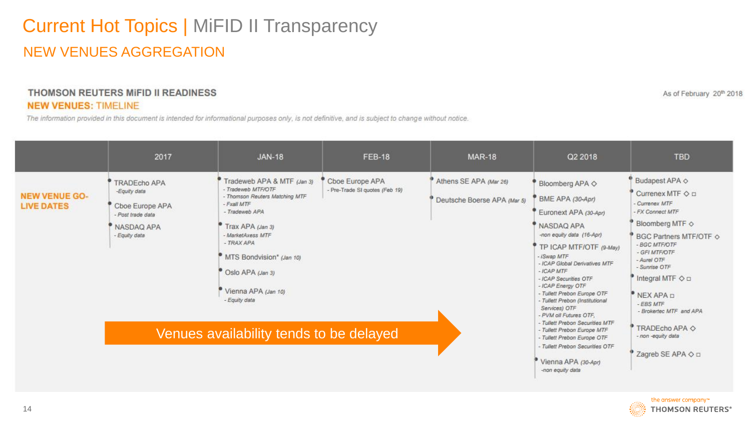# Current Hot Topics | MiFID II Transparency

## NEW VENUES AGGREGATION

### THOMSON REUTERS MiFID II READINESS

**NEW VENUES:** TIMELINE

As of February 20th 2018

*The information provided in this document is intended for informational purposes only, is not definitive, and is subject to change without notice.*

| | 2017 | JAN-18 | FEB-18 | MAR-18 | Q2 2018 | TBD |
|---|---|---|---|---|---|---|
| **NEW VENUE GO-LIVE DATES** | TRADEcho APA<br>*-Equity data*<br><br>Cboe Europe APA<br>*- Post trade data*<br><br>NASDAQ APA<br>*- Equity data* | Tradeweb APA & MTF *(Jan 3)*<br>*- Tradeweb MTF/OTF*<br>*- Thomson Reuters Matching MTF*<br>*- Fxall MTF*<br>*- Tradeweb APA*<br><br>Trax APA *(Jan 3)*<br>*- MarketAxess MTF*<br>*- TRAX APA*<br><br>MTS Bondvision* *(Jan 10)*<br><br>Oslo APA *(Jan 3)*<br><br>Vienna APA *(Jan 10)*<br>*- Equity data* | Cboe Europe APA<br>*- Pre-Trade SI quotes (Feb 19)* | Athens SE APA *(Mar 26)*<br><br>Deutsche Boerse APA *(Mar 5)* | Bloomberg APA ◇<br><br>BME APA *(30-Apr)*<br><br>Euronext APA *(30-Apr)*<br><br>NASDAQ APA<br>*-non equity data (16-Apr)*<br><br>TP ICAP MTF/OTF *(9-May)*<br>*- iSwap MTF*<br>*- ICAP Global Derivatives MTF*<br>*- ICAP MTF*<br>*- ICAP Securities OTF*<br>*- ICAP Energy OTF*<br>*- Tullett Prebon Europe OTF*<br>*- Tullett Prebon (Institutional Services) OTF*<br>*- PVM oil Futures OTF,*<br>*- Tullett Prebon Securities MTF*<br>*- Tullett Prebon Europe MTF*<br>*- Tullett Prebon Europe OTF*<br>*- Tullett Prebon Securities OTF*<br><br>Vienna APA *(30-Apr)*<br>*-non equity data* | Budapest APA ◇<br><br>Currenex MTF ◇ ◻<br>*- Currenex MTF*<br>*- FX Connect MTF*<br><br>Bloomberg MTF ◇<br><br>BGC Partners MTF/OTF ◇<br>*- BGC MTF/OTF*<br>*- GFI MTF/OTF*<br>*- Aurel OTF*<br>*- Sunrise OTF*<br><br>Integral MTF ◇ ◻<br><br>NEX APA ◻<br>*- EBS MTF*<br>*- Brokertec MTF and APA*<br><br>TRADEcho APA ◇<br>*- non -equity data*<br><br>Zagreb SE APA ◇ ◻ |

Venues availability tends to be delayed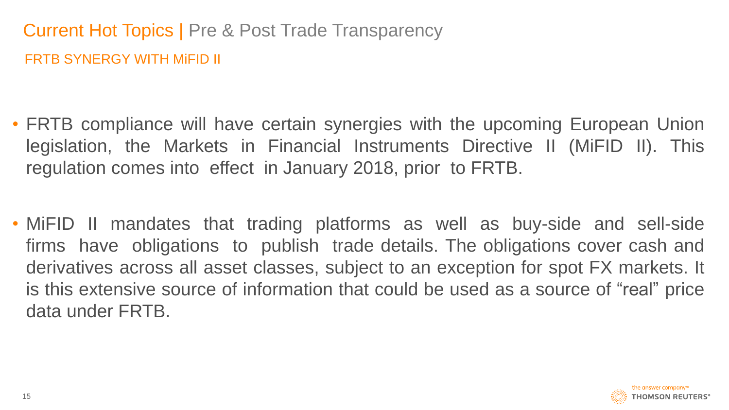# Current Hot Topics | Pre & Post Trade Transparency

## FRTB SYNERGY WITH MiFID II

- FRTB compliance will have certain synergies with the upcoming European Union legislation, the Markets in Financial Instruments Directive II (MiFID II). This regulation comes into effect in January 2018, prior to FRTB.

- MiFID II mandates that trading platforms as well as buy-side and sell-side firms have obligations to publish trade details. The obligations cover cash and derivatives across all asset classes, subject to an exception for spot FX markets. It is this extensive source of information that could be used as a source of “real” price data under FRTB.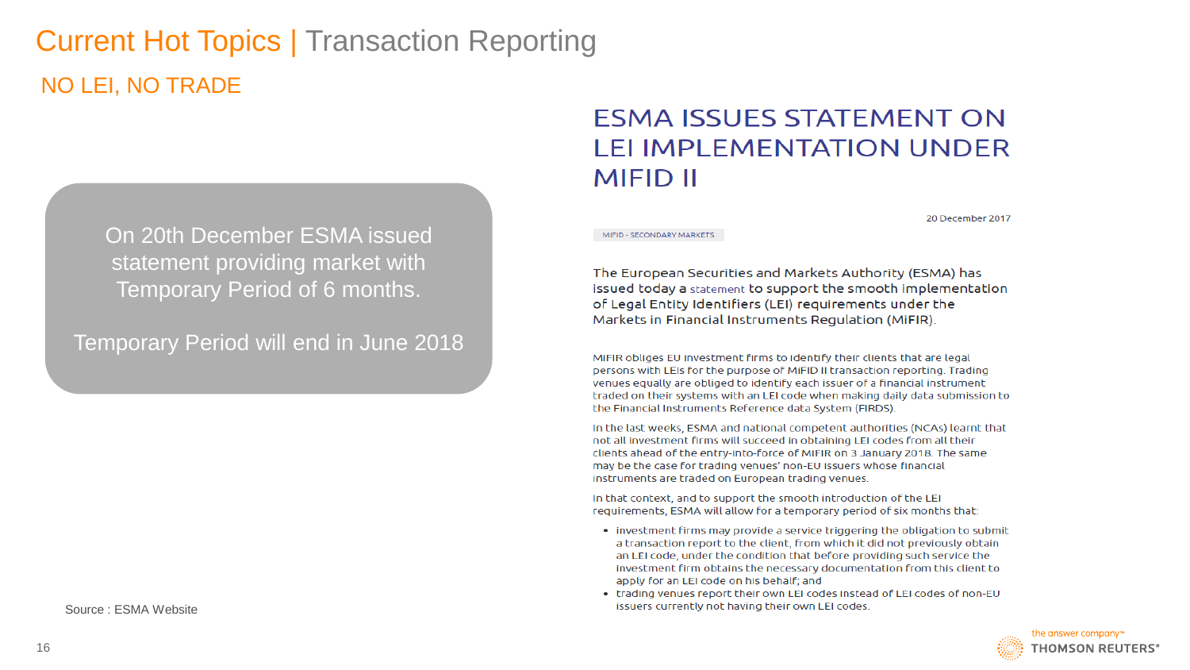# Current Hot Topics | Transaction Reporting

## NO LEI, NO TRADE

On 20th December ESMA issued statement providing market with Temporary Period of 6 months.

Temporary Period will end in June 2018

## ESMA ISSUES STATEMENT ON LEI IMPLEMENTATION UNDER MIFID II

20 December 2017

MIFID - SECONDARY MARKETS

The European Securities and Markets Authority (ESMA) has issued today a statement to support the smooth implementation of Legal Entity Identifiers (LEI) requirements under the Markets in Financial Instruments Regulation (MiFIR).

MiFIR obliges EU investment firms to identify their clients that are legal persons with LEIs for the purpose of MiFID II transaction reporting. Trading venues equally are obliged to identify each issuer of a financial instrument traded on their systems with an LEI code when making daily data submission to the Financial Instruments Reference data System (FIRDS).

In the last weeks, ESMA and national competent authorities (NCAs) learnt that not all investment firms will succeed in obtaining LEI codes from all their clients ahead of the entry-into-force of MiFIR on 3 January 2018. The same may be the case for trading venues' non-EU issuers whose financial instruments are traded on European trading venues.

In that context, and to support the smooth introduction of the LEI requirements, ESMA will allow for a temporary period of six months that:

- investment firms may provide a service triggering the obligation to submit a transaction report to the client, from which it did not previously obtain an LEI code, under the condition that before providing such service the investment firm obtains the necessary documentation from this client to apply for an LEI code on his behalf; and
- trading venues report their own LEI codes instead of LEI codes of non-EU issuers currently not having their own LEI codes.

Source : ESMA Website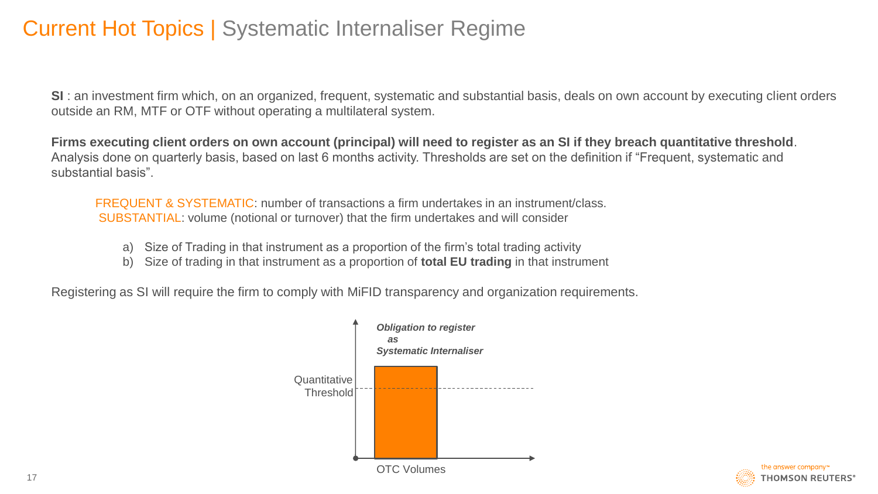# Current Hot Topics | Systematic Internaliser Regime

**SI** : an investment firm which, on an organized, frequent, systematic and substantial basis, deals on own account by executing client orders outside an RM, MTF or OTF without operating a multilateral system.

**Firms executing client orders on own account (principal) will need to register as an SI if they breach quantitative threshold**. Analysis done on quarterly basis, based on last 6 months activity. Thresholds are set on the definition if "Frequent, systematic and substantial basis".

FREQUENT & SYSTEMATIC: number of transactions a firm undertakes in an instrument/class.
SUBSTANTIAL: volume (notional or turnover) that the firm undertakes and will consider

a) Size of Trading in that instrument as a proportion of the firm's total trading activity
b) Size of trading in that instrument as a proportion of **total EU trading** in that instrument

Registering as SI will require the firm to comply with MiFID transparency and organization requirements.

*Obligation to register as Systematic Internaliser*

Quantitative Threshold

OTC Volumes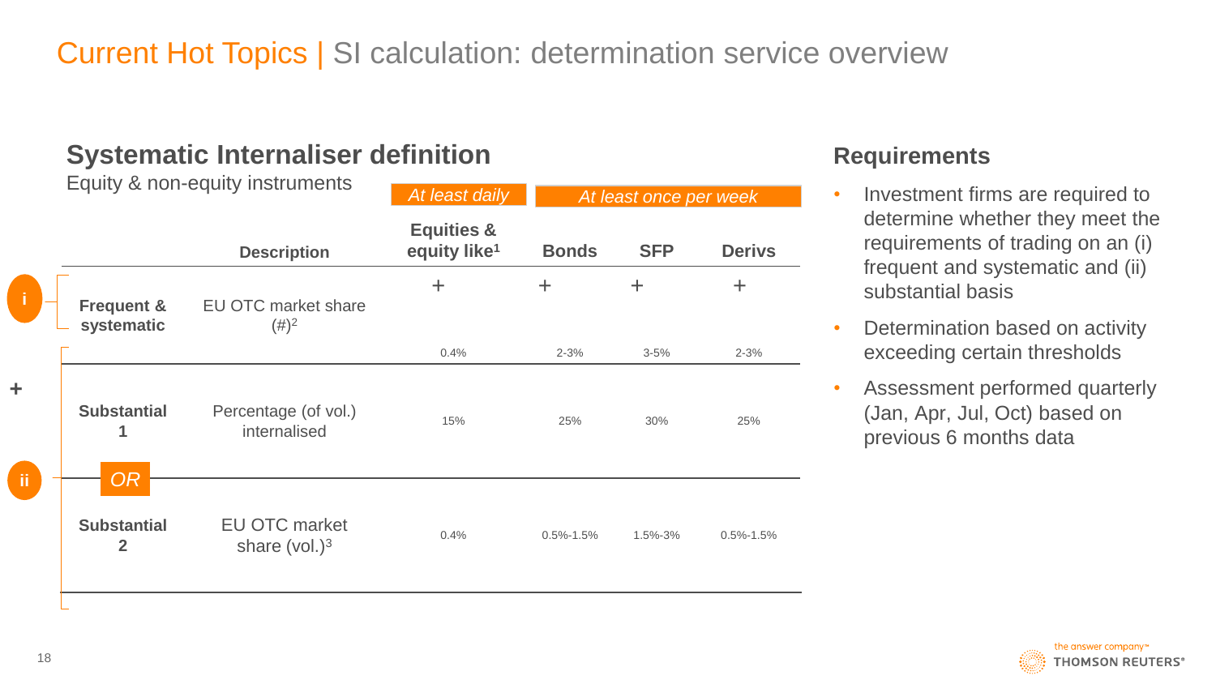# Current Hot Topics | SI calculation: determination service overview

## Systematic Internaliser definition

Equity & non-equity instruments

| | | Description | *At least daily* | *At least once per week* | | |
|---|---|---|---|---|---|---|
| | | | **Equities & equity like[1]** | **Bonds** | **SFP** | **Derivs** |
| i | **Frequent & systematic** | EU OTC market share (#)[2] | + 0.4% | + 2-3% | + 3-5% | + 2-3% |
| + | | | | | | |
| ii | **Substantial 1** | Percentage (of vol.) internalised | 15% | 25% | 30% | 25% |
| | *OR* | | | | | |
| | **Substantial 2** | EU OTC market share (vol.)[3] | 0.4% | 0.5%-1.5% | 1.5%-3% | 0.5%-1.5% |

## Requirements

- Investment firms are required to determine whether they meet the requirements of trading on an (i) frequent and systematic and (ii) substantial basis
- Determination based on activity exceeding certain thresholds
- Assessment performed quarterly (Jan, Apr, Jul, Oct) based on previous 6 months data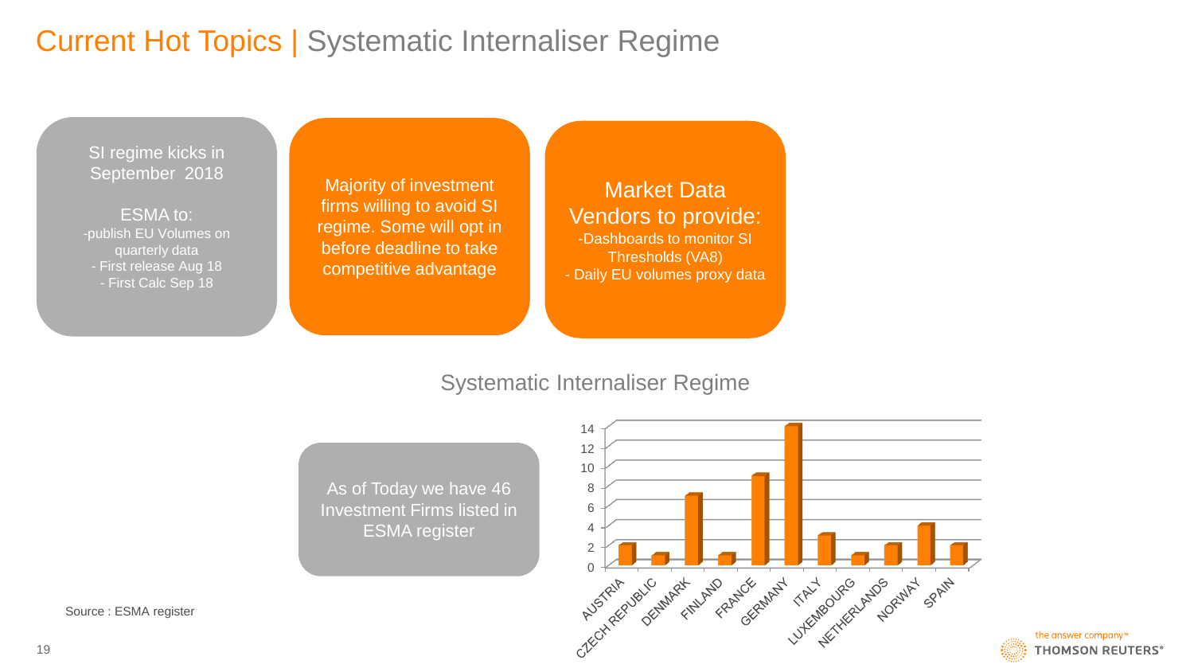# Current Hot Topics | Systematic Internaliser Regime

SI regime kicks in September 2018

ESMA to:
- publish EU Volumes on quarterly data
- First release Aug 18
- First Calc Sep 18

Majority of investment firms willing to avoid SI regime. Some will opt in before deadline to take competitive advantage

Market Data Vendors to provide:
- Dashboards to monitor SI Thresholds (VA8)
- Daily EU volumes proxy data

## Systematic Internaliser Regime

As of Today we have 46 Investment Firms listed in ESMA register

| Country | Value |
|---|---|
| AUSTRIA | 2 |
| CZECH REPUBLIC | 1 |
| DENMARK | 7 |
| FINLAND | 1 |
| FRANCE | 9 |
| GERMANY | 14 |
| ITALY | 3 |
| LUXEMBOURG | 1 |
| NETHERLANDS | 2 |
| NORWAY | 4 |
| SPAIN | 2 |

Source : ESMA register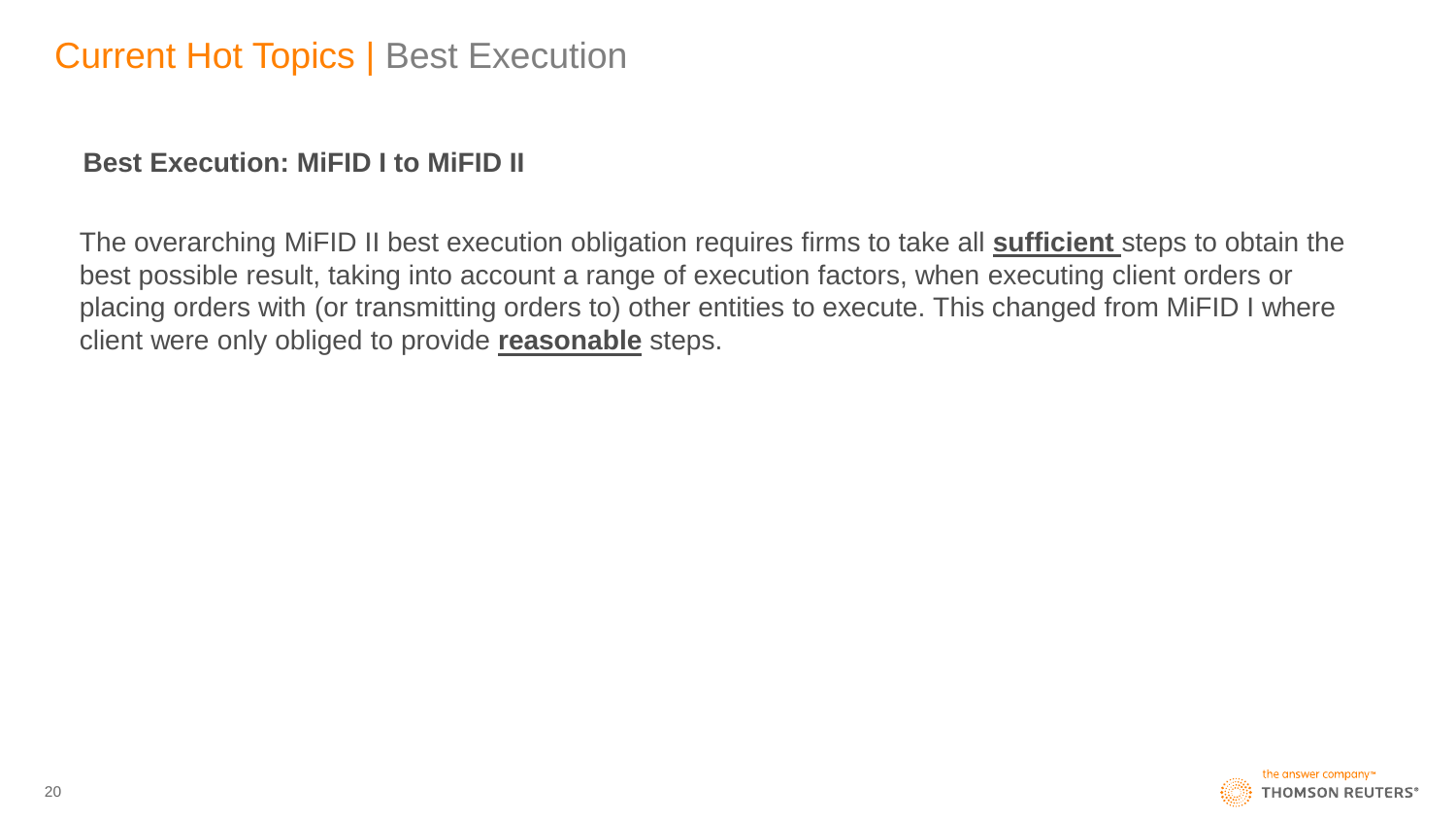# Current Hot Topics | Best Execution

## Best Execution: MiFID I to MiFID II

The overarching MiFID II best execution obligation requires firms to take all **sufficient** steps to obtain the best possible result, taking into account a range of execution factors, when executing client orders or placing orders with (or transmitting orders to) other entities to execute. This changed from MiFID I where client were only obliged to provide **reasonable** steps.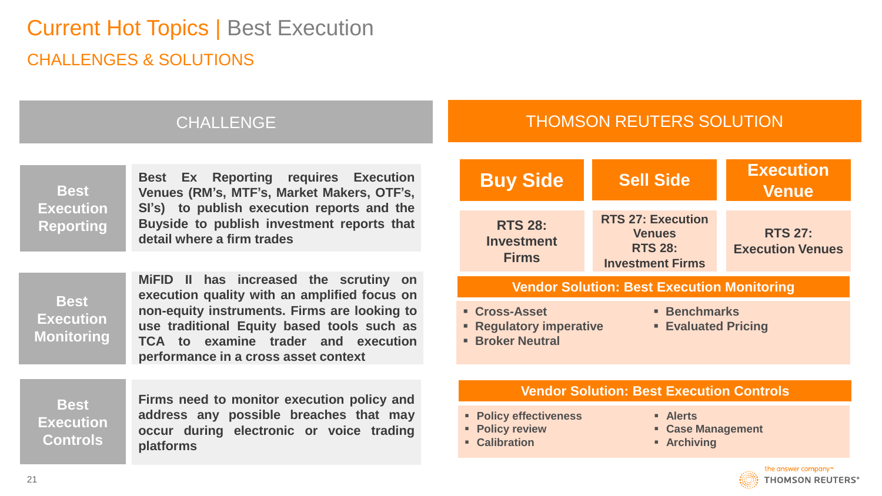# Current Hot Topics | Best Execution

## CHALLENGES & SOLUTIONS

### CHALLENGE

| | |
|---|---|
| **Best Execution Reporting** | **Best Ex Reporting requires Execution Venues (RM's, MTF's, Market Makers, OTF's, SI's) to publish execution reports and the Buyside to publish investment reports that detail where a firm trades** |
| **Best Execution Monitoring** | **MiFID II has increased the scrutiny on execution quality with an amplified focus on non-equity instruments. Firms are looking to use traditional Equity based tools such as TCA to examine trader and execution performance in a cross asset context** |
| **Best Execution Controls** | **Firms need to monitor execution policy and address any possible breaches that may occur during electronic or voice trading platforms** |

### THOMSON REUTERS SOLUTION

| Buy Side | Sell Side | Execution Venue |
|---|---|---|
| RTS 28: Investment Firms | RTS 27: Execution Venues<br>RTS 28: Investment Firms | RTS 27: Execution Venues |

**Vendor Solution: Best Execution Monitoring**

- Cross-Asset
- Regulatory imperative
- Broker Neutral
- Benchmarks
- Evaluated Pricing

**Vendor Solution: Best Execution Controls**

- Policy effectiveness
- Policy review
- Calibration
- Alerts
- Case Management
- Archiving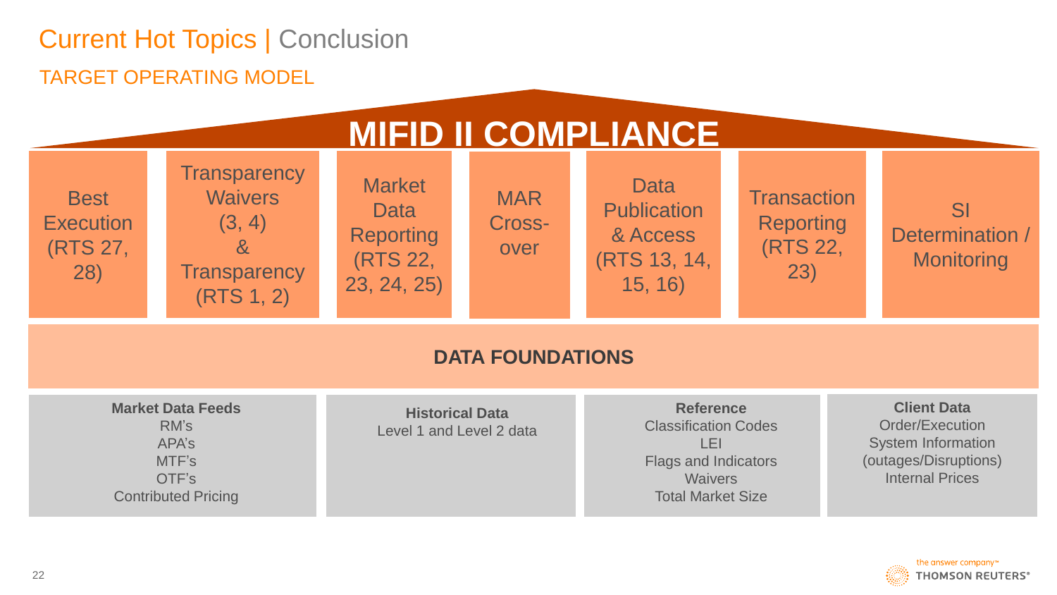# Current Hot Topics | Conclusion

## TARGET OPERATING MODEL

### MIFID II COMPLIANCE

- Best Execution (RTS 27, 28)
- Transparency Waivers (3, 4) & Transparency (RTS 1, 2)
- Market Data Reporting (RTS 22, 23, 24, 25)
- MAR Cross-over
- Data Publication & Access (RTS 13, 14, 15, 16)
- Transaction Reporting (RTS 22, 23)
- SI Determination / Monitoring

### DATA FOUNDATIONS

**Market Data Feeds**
RM's
APA's
MTF's
OTF's
Contributed Pricing

**Historical Data**
Level 1 and Level 2 data

**Reference**
Classification Codes
LEI
Flags and Indicators
Waivers
Total Market Size

**Client Data**
Order/Execution
System Information (outages/Disruptions)
Internal Prices